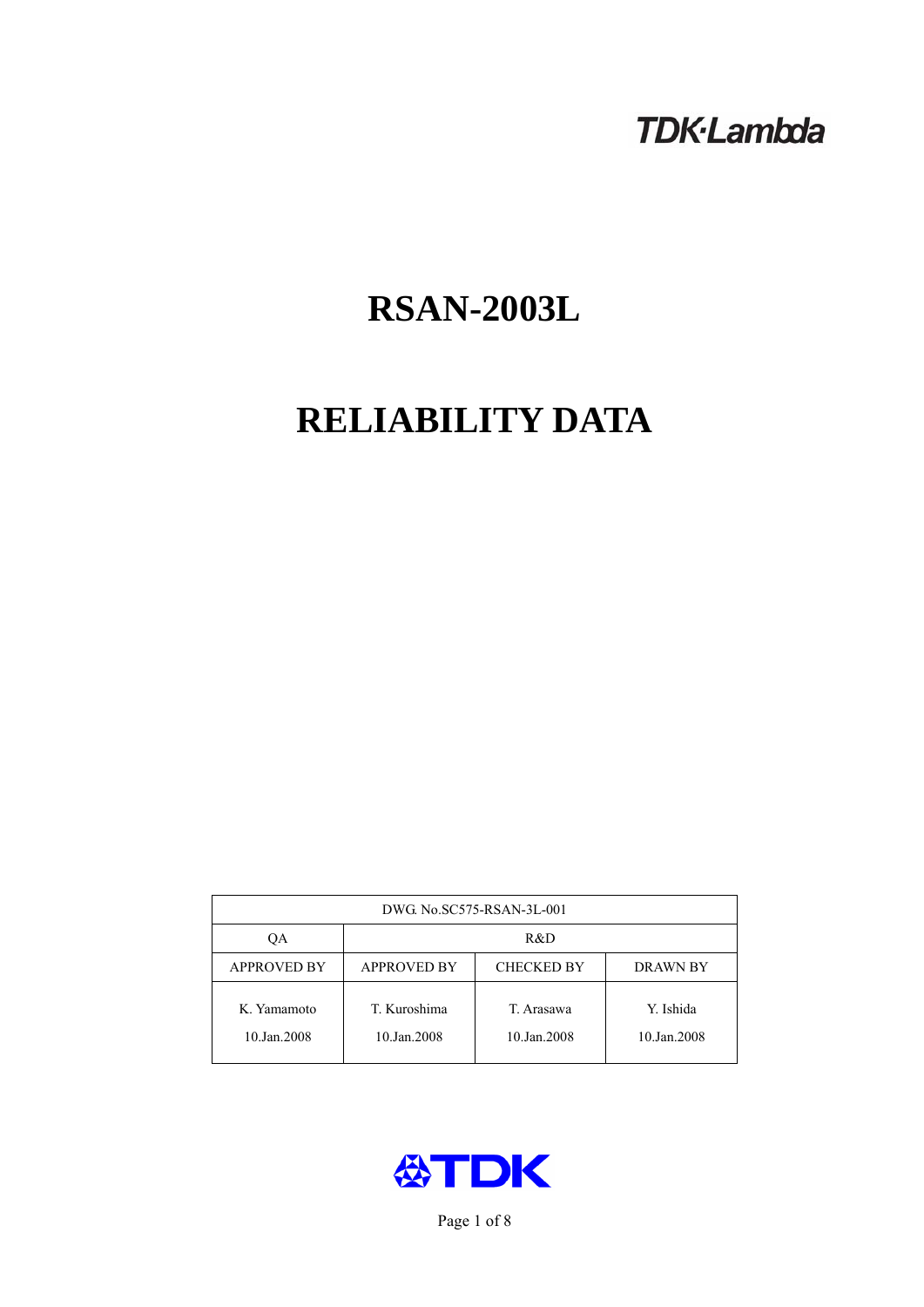TDK·Lambda

# RSAN-2003L

# RELIABILITY DATA

| DWG. No.SC575-RSAN-3L-001 | | | |
|---|---|---|---|
| QA | R&D | | |
| APPROVED BY | APPROVED BY | CHECKED BY | DRAWN BY |
| K. Yamamoto<br>10.Jan.2008 | T. Kuroshima<br>10.Jan.2008 | T. Arasawa<br>10.Jan.2008 | Y. Ishida<br>10.Jan.2008 |

TDK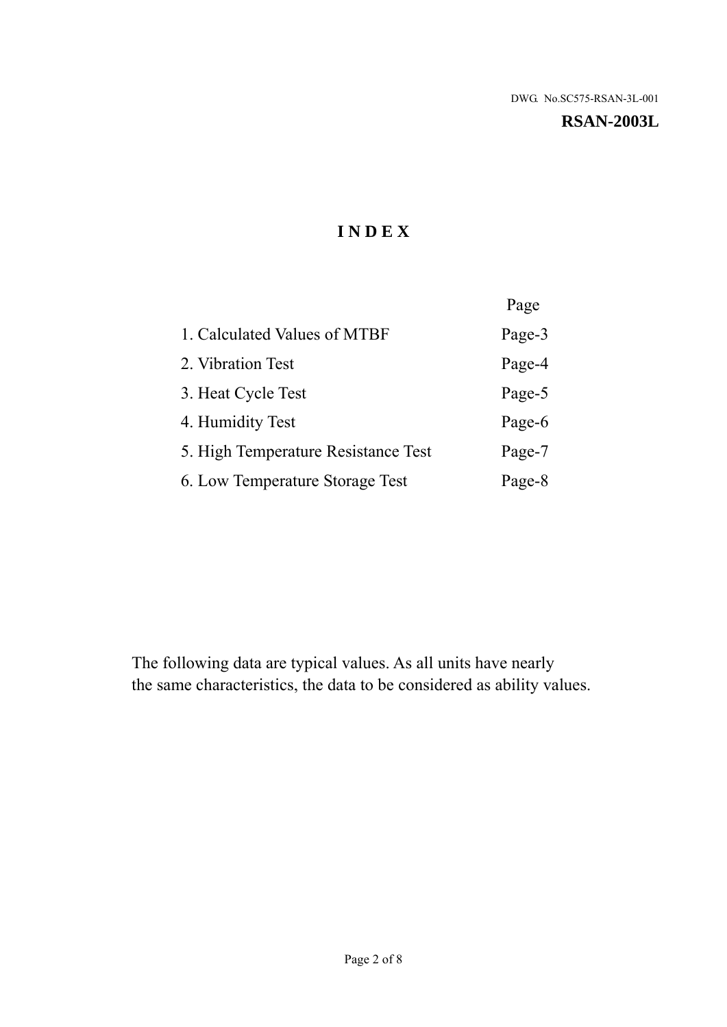DWG. No.SC575-RSAN-3L-001

**RSAN-2003L**

# INDEX

| | Page |
|---|---|
| 1. Calculated Values of MTBF | Page-3 |
| 2. Vibration Test | Page-4 |
| 3. Heat Cycle Test | Page-5 |
| 4. Humidity Test | Page-6 |
| 5. High Temperature Resistance Test | Page-7 |
| 6. Low Temperature Storage Test | Page-8 |

The following data are typical values. As all units have nearly the same characteristics, the data to be considered as ability values.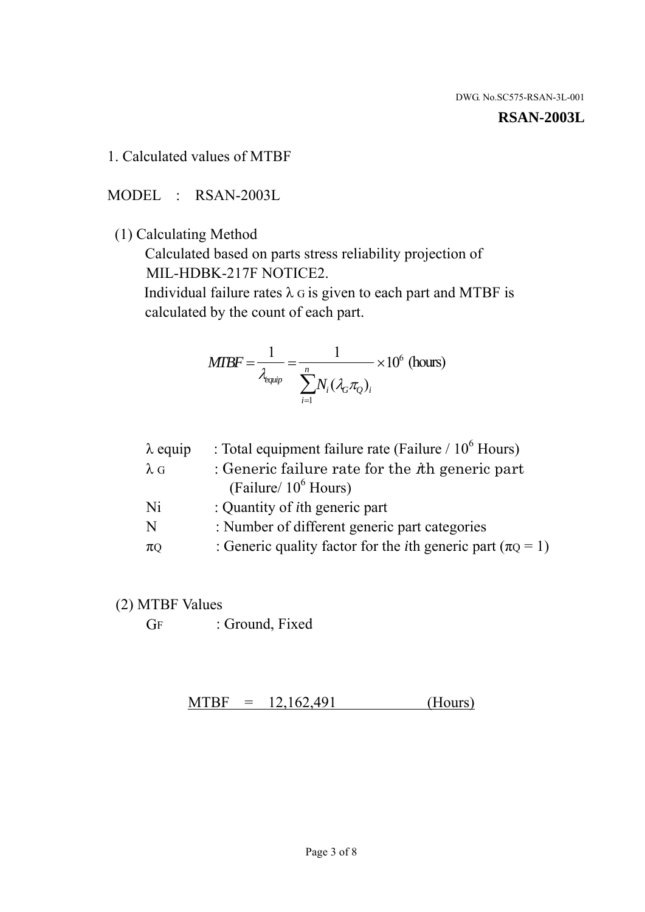DWG. No.SC575-RSAN-3L-001

**RSAN-2003L**

## 1. Calculated values of MTBF

MODEL : RSAN-2003L

(1) Calculating Method

Calculated based on parts stress reliability projection of MIL-HDBK-217F NOTICE2.

Individual failure rates $\lambda_G$ is given to each part and MTBF is calculated by the count of each part.

$$MTBF = \frac{1}{\lambda_{equip}} = \frac{1}{\sum_{i=1}^{n} N_i (\lambda_G \pi_Q)_i} \times 10^6 \text{ (hours)}$$

| | |
|---|---|
| $\lambda$ equip | : Total equipment failure rate (Failure / $10^6$ Hours) |
| $\lambda_G$ | : Generic failure rate for the $i$th generic part (Failure/ $10^6$ Hours) |
| Ni | : Quantity of $i$th generic part |
| N | : Number of different generic part categories |
| $\pi_Q$ | : Generic quality factor for the $i$th generic part ($\pi_Q = 1$) |

(2) MTBF Values

$G_F$ : Ground, Fixed

MTBF = 12,162,491 (Hours)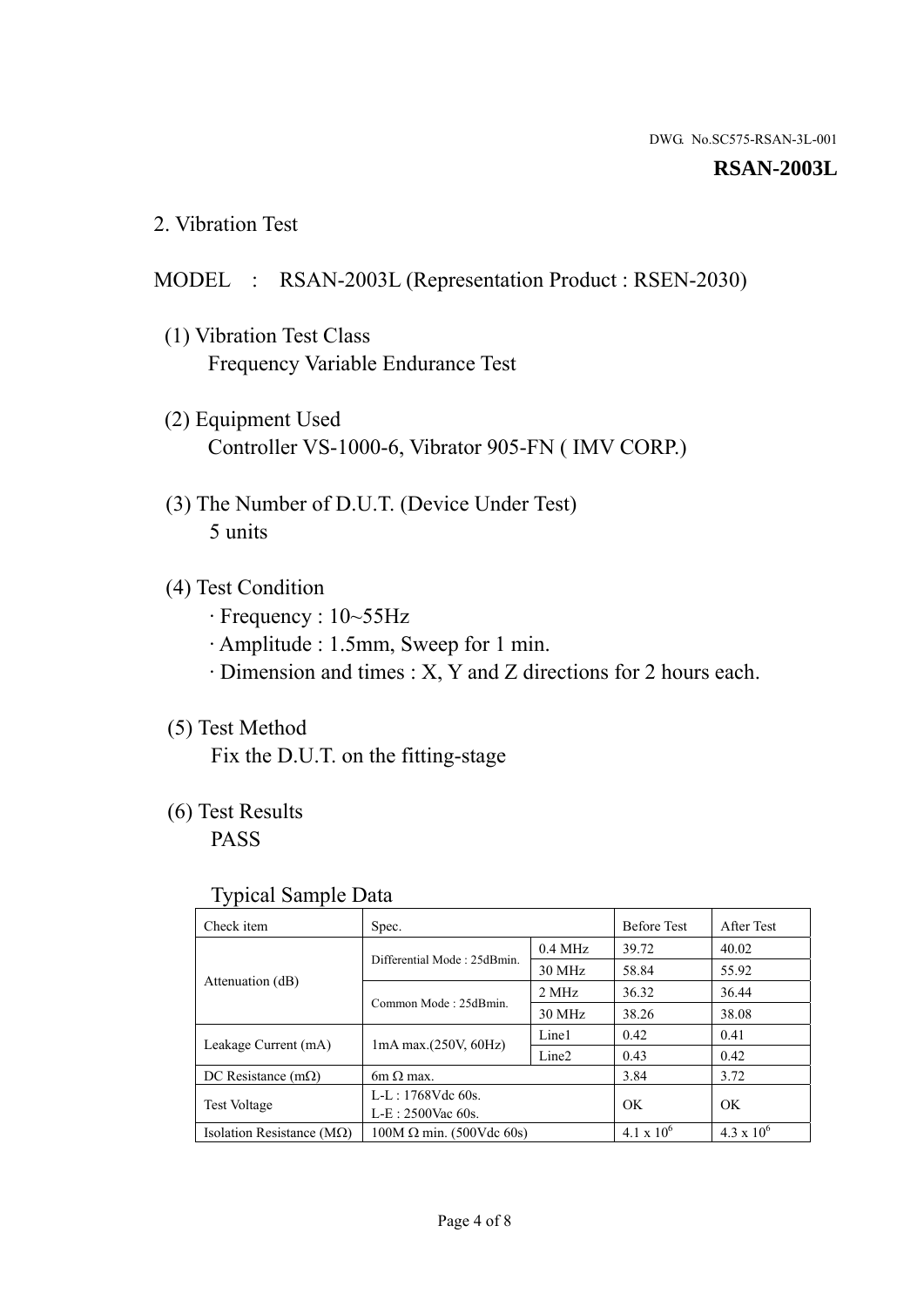DWG. No.SC575-RSAN-3L-001

**RSAN-2003L**

## 2. Vibration Test

MODEL : RSAN-2003L (Representation Product : RSEN-2030)

(1) Vibration Test Class
Frequency Variable Endurance Test

(2) Equipment Used
Controller VS-1000-6, Vibrator 905-FN ( IMV CORP.)

(3) The Number of D.U.T. (Device Under Test)
5 units

(4) Test Condition
· Frequency : 10~55Hz
· Amplitude : 1.5mm, Sweep for 1 min.
· Dimension and times : X, Y and Z directions for 2 hours each.

(5) Test Method
Fix the D.U.T. on the fitting-stage

(6) Test Results
PASS

Typical Sample Data

| Check item | Spec. | | Before Test | After Test |
|---|---|---|---|---|
| Attenuation (dB) | Differential Mode : 25dBmin. | 0.4 MHz | 39.72 | 40.02 |
| | | 30 MHz | 58.84 | 55.92 |
| | Common Mode : 25dBmin. | 2 MHz | 36.32 | 36.44 |
| | | 30 MHz | 38.26 | 38.08 |
| Leakage Current (mA) | 1mA max.(250V, 60Hz) | Line1 | 0.42 | 0.41 |
| | | Line2 | 0.43 | 0.42 |
| DC Resistance (mΩ) | 6m Ω max. | | 3.84 | 3.72 |
| Test Voltage | L-L : 1768Vdc 60s.<br>L-E : 2500Vac 60s. | | OK | OK |
| Isolation Resistance (MΩ) | 100M Ω min. (500Vdc 60s) | | $4.1 \times 10^6$ | $4.3 \times 10^6$ |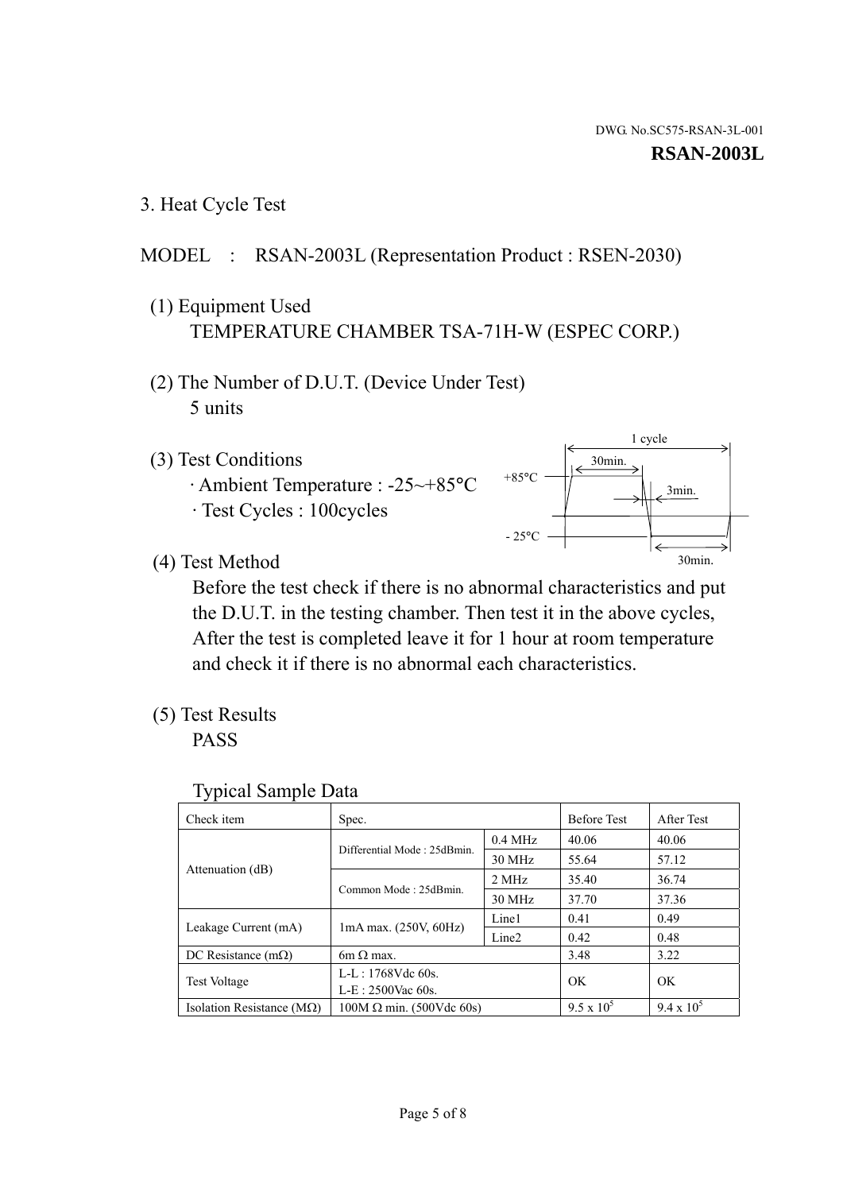DWG. No.SC575-RSAN-3L-001

**RSAN-2003L**

3. Heat Cycle Test

MODEL : RSAN-2003L (Representation Product : RSEN-2030)

(1) Equipment Used
TEMPERATURE CHAMBER TSA-71H-W (ESPEC CORP.)

(2) The Number of D.U.T. (Device Under Test)
5 units

(3) Test Conditions
· Ambient Temperature : -25~+85°C
· Test Cycles : 100cycles

1 cycle
30min.
+85°C
3min.
- 25°C
30min.

(4) Test Method
Before the test check if there is no abnormal characteristics and put the D.U.T. in the testing chamber. Then test it in the above cycles, After the test is completed leave it for 1 hour at room temperature and check it if there is no abnormal each characteristics.

(5) Test Results
PASS

Typical Sample Data

| Check item | Spec. | | Before Test | After Test |
|---|---|---|---|---|
| Attenuation (dB) | Differential Mode : 25dBmin. | 0.4 MHz | 40.06 | 40.06 |
| | | 30 MHz | 55.64 | 57.12 |
| | Common Mode : 25dBmin. | 2 MHz | 35.40 | 36.74 |
| | | 30 MHz | 37.70 | 37.36 |
| Leakage Current (mA) | 1mA max. (250V, 60Hz) | Line1 | 0.41 | 0.49 |
| | | Line2 | 0.42 | 0.48 |
| DC Resistance (mΩ) | 6m Ω max. | | 3.48 | 3.22 |
| Test Voltage | L-L : 1768Vdc 60s.<br>L-E : 2500Vac 60s. | | OK | OK |
| Isolation Resistance (MΩ) | 100M Ω min. (500Vdc 60s) | | $9.5 \times 10^5$ | $9.4 \times 10^5$ |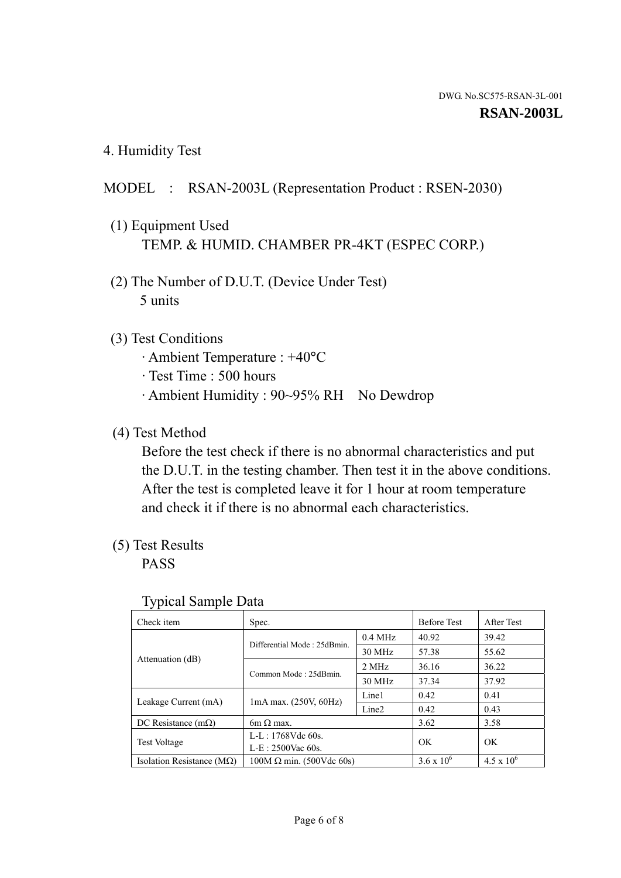DWG. No.SC575-RSAN-3L-001

**RSAN-2003L**

## 4. Humidity Test

MODEL : RSAN-2003L (Representation Product : RSEN-2030)

(1) Equipment Used
TEMP. & HUMID. CHAMBER PR-4KT (ESPEC CORP.)

(2) The Number of D.U.T. (Device Under Test)
5 units

(3) Test Conditions
- Ambient Temperature : +40°C
- Test Time : 500 hours
- Ambient Humidity : 90~95% RH No Dewdrop

(4) Test Method
Before the test check if there is no abnormal characteristics and put the D.U.T. in the testing chamber. Then test it in the above conditions. After the test is completed leave it for 1 hour at room temperature and check it if there is no abnormal each characteristics.

(5) Test Results
PASS

Typical Sample Data

| Check item | Spec. | | Before Test | After Test |
|---|---|---|---|---|
| Attenuation (dB) | Differential Mode : 25dBmin. | 0.4 MHz | 40.92 | 39.42 |
| | | 30 MHz | 57.38 | 55.62 |
| | Common Mode : 25dBmin. | 2 MHz | 36.16 | 36.22 |
| | | 30 MHz | 37.34 | 37.92 |
| Leakage Current (mA) | 1mA max. (250V, 60Hz) | Line1 | 0.42 | 0.41 |
| | | Line2 | 0.42 | 0.43 |
| DC Resistance (mΩ) | 6m Ω max. | | 3.62 | 3.58 |
| Test Voltage | L-L : 1768Vdc 60s.<br>L-E : 2500Vac 60s. | | OK | OK |
| Isolation Resistance (MΩ) | 100M Ω min. (500Vdc 60s) | | $3.6 \times 10^6$ | $4.5 \times 10^6$ |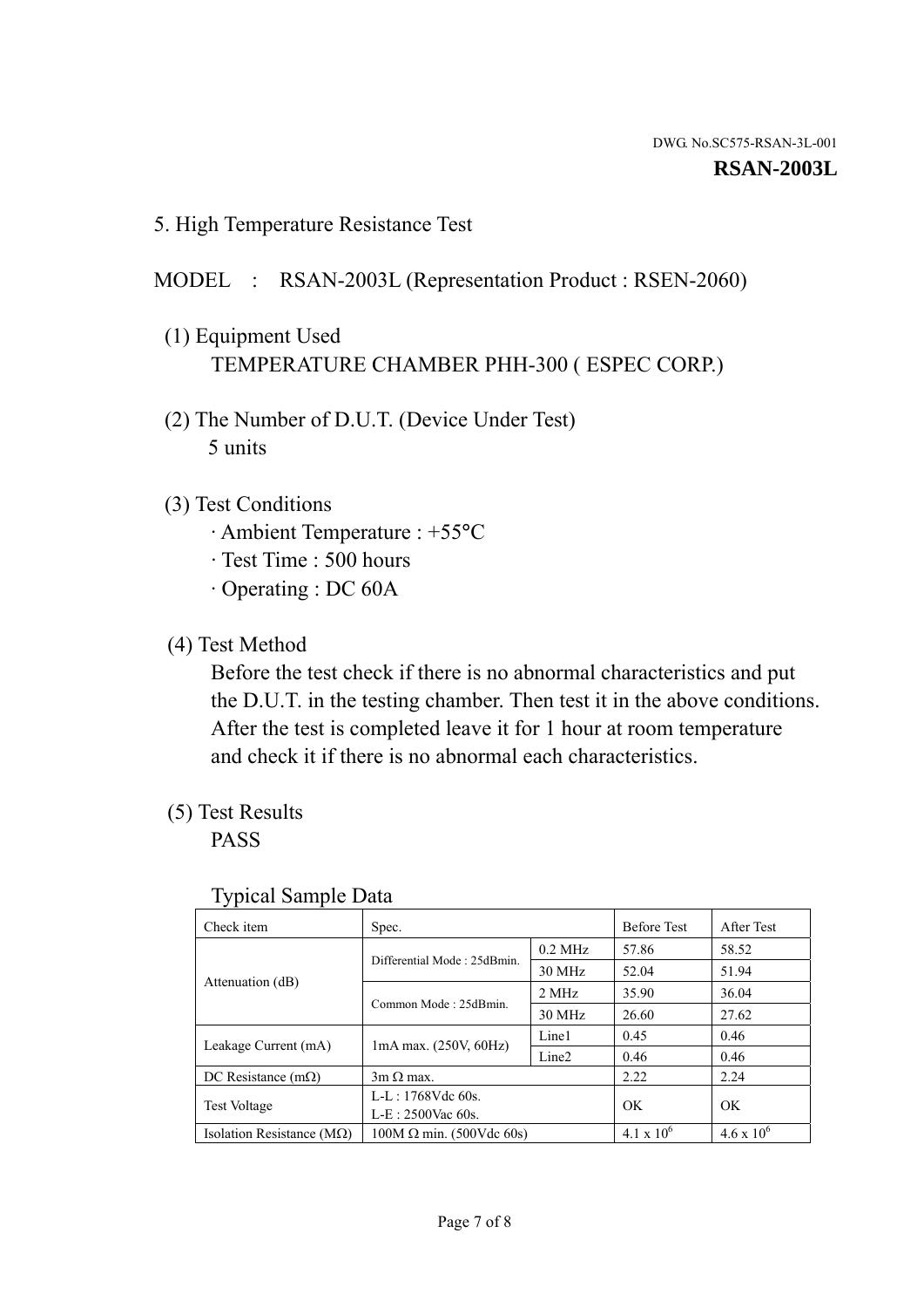DWG. No.SC575-RSAN-3L-001

**RSAN-2003L**

## 5. High Temperature Resistance Test

MODEL : RSAN-2003L (Representation Product : RSEN-2060)

(1) Equipment Used
TEMPERATURE CHAMBER PHH-300 ( ESPEC CORP.)

(2) The Number of D.U.T. (Device Under Test)
5 units

(3) Test Conditions
- Ambient Temperature : +55°C
- Test Time : 500 hours
- Operating : DC 60A

(4) Test Method
Before the test check if there is no abnormal characteristics and put the D.U.T. in the testing chamber. Then test it in the above conditions. After the test is completed leave it for 1 hour at room temperature and check it if there is no abnormal each characteristics.

(5) Test Results
PASS

Typical Sample Data

| Check item | Spec. | | Before Test | After Test |
|---|---|---|---|---|
| Attenuation (dB) | Differential Mode : 25dBmin. | 0.2 MHz | 57.86 | 58.52 |
| | | 30 MHz | 52.04 | 51.94 |
| | Common Mode : 25dBmin. | 2 MHz | 35.90 | 36.04 |
| | | 30 MHz | 26.60 | 27.62 |
| Leakage Current (mA) | 1mA max. (250V, 60Hz) | Line1 | 0.45 | 0.46 |
| | | Line2 | 0.46 | 0.46 |
| DC Resistance (mΩ) | 3m Ω max. | | 2.22 | 2.24 |
| Test Voltage | L-L : 1768Vdc 60s.<br>L-E : 2500Vac 60s. | | OK | OK |
| Isolation Resistance (MΩ) | 100M Ω min. (500Vdc 60s) | | $4.1 \times 10^6$ | $4.6 \times 10^6$ |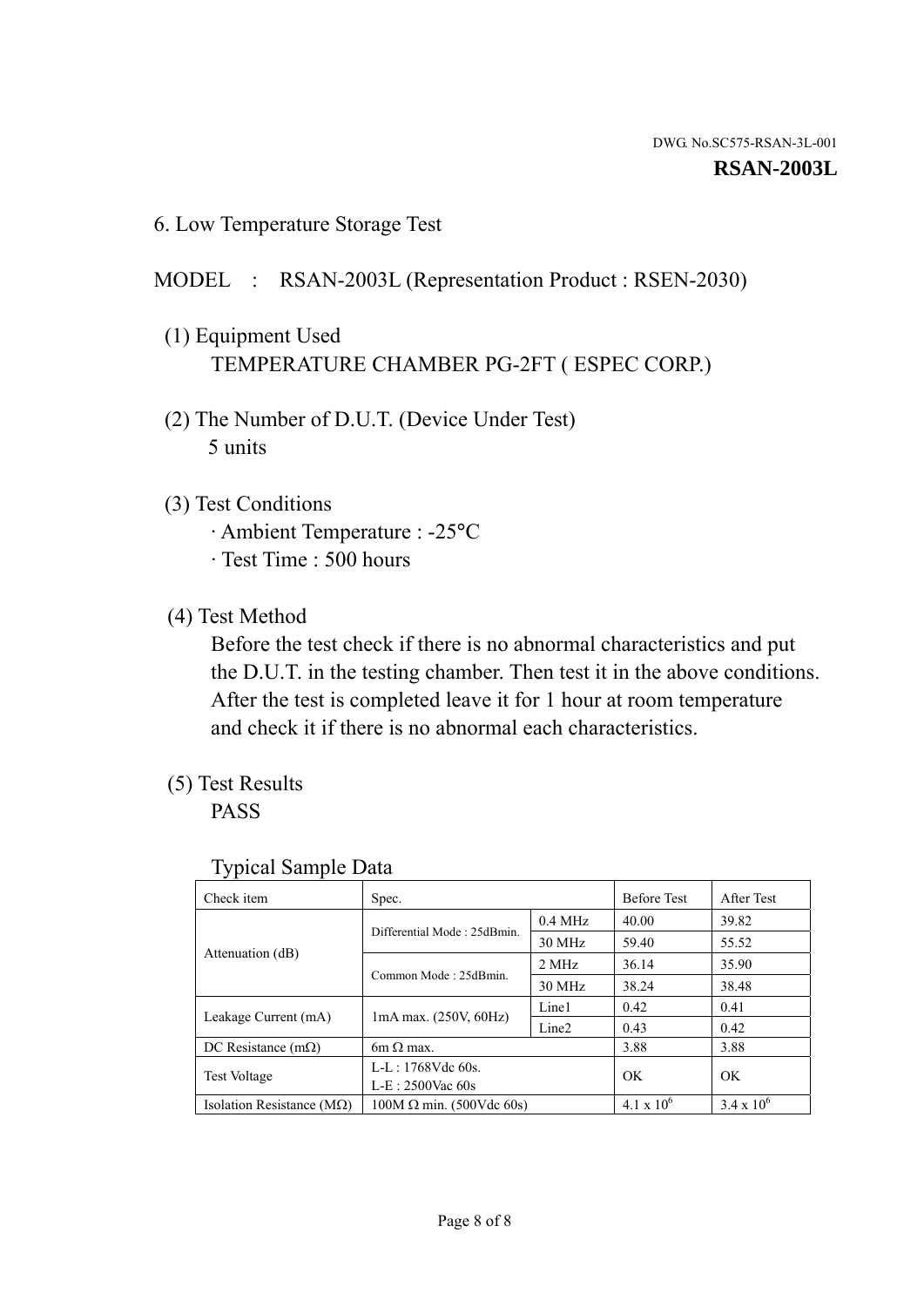DWG. No.SC575-RSAN-3L-001

**RSAN-2003L**

## 6. Low Temperature Storage Test

MODEL : RSAN-2003L (Representation Product : RSEN-2030)

(1) Equipment Used
TEMPERATURE CHAMBER PG-2FT ( ESPEC CORP.)

(2) The Number of D.U.T. (Device Under Test)
5 units

(3) Test Conditions
· Ambient Temperature : -25°C
· Test Time : 500 hours

(4) Test Method
Before the test check if there is no abnormal characteristics and put the D.U.T. in the testing chamber. Then test it in the above conditions. After the test is completed leave it for 1 hour at room temperature and check it if there is no abnormal each characteristics.

(5) Test Results
PASS

Typical Sample Data

| Check item | Spec. | | Before Test | After Test |
|---|---|---|---|---|
| Attenuation (dB) | Differential Mode : 25dBmin. | 0.4 MHz | 40.00 | 39.82 |
| | | 30 MHz | 59.40 | 55.52 |
| | Common Mode : 25dBmin. | 2 MHz | 36.14 | 35.90 |
| | | 30 MHz | 38.24 | 38.48 |
| Leakage Current (mA) | 1mA max. (250V, 60Hz) | Line1 | 0.42 | 0.41 |
| | | Line2 | 0.43 | 0.42 |
| DC Resistance (mΩ) | 6m Ω max. | | 3.88 | 3.88 |
| Test Voltage | L-L : 1768Vdc 60s. L-E : 2500Vac 60s | | OK | OK |
| Isolation Resistance (MΩ) | 100M Ω min. (500Vdc 60s) | | $4.1 \times 10^6$ | $3.4 \times 10^6$ |